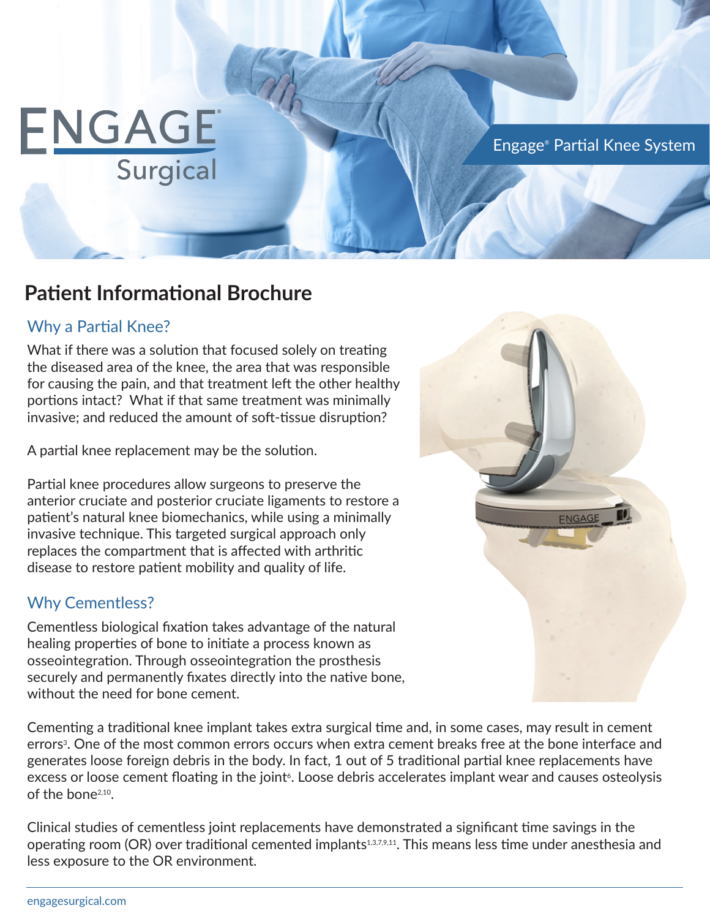# ENGAGE Surgical

Engage® Partial Knee System

## Patient Informational Brochure

### Why a Partial Knee?

What if there was a solution that focused solely on treating the diseased area of the knee, the area that was responsible for causing the pain, and that treatment left the other healthy portions intact? What if that same treatment was minimally invasive; and reduced the amount of soft-tissue disruption?

A partial knee replacement may be the solution.

Partial knee procedures allow surgeons to preserve the anterior cruciate and posterior cruciate ligaments to restore a patient's natural knee biomechanics, while using a minimally invasive technique. This targeted surgical approach only replaces the compartment that is affected with arthritic disease to restore patient mobility and quality of life.

### Why Cementless?

Cementless biological fixation takes advantage of the natural healing properties of bone to initiate a process known as osseointegration. Through osseointegration the prosthesis securely and permanently fixates directly into the native bone, without the need for bone cement.

Cementing a traditional knee implant takes extra surgical time and, in some cases, may result in cement errors[3]. One of the most common errors occurs when extra cement breaks free at the bone interface and generates loose foreign debris in the body. In fact, 1 out of 5 traditional partial knee replacements have excess or loose cement floating in the joint[6]. Loose debris accelerates implant wear and causes osteolysis of the bone[2,10].

Clinical studies of cementless joint replacements have demonstrated a significant time savings in the operating room (OR) over traditional cemented implants[1,3,7,9,11]. This means less time under anesthesia and less exposure to the OR environment.

engagesurgical.com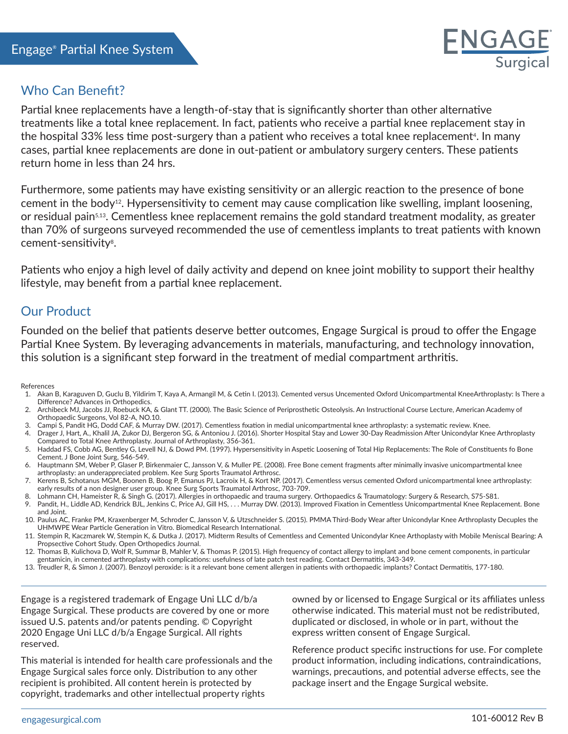## Who Can Benefit?

Partial knee replacements have a length-of-stay that is significantly shorter than other alternative treatments like a total knee replacement. In fact, patients who receive a partial knee replacement stay in the hospital 33% less time post-surgery than a patient who receives a total knee replacement[4]. In many cases, partial knee replacements are done in out-patient or ambulatory surgery centers. These patients return home in less than 24 hrs.

Furthermore, some patients may have existing sensitivity or an allergic reaction to the presence of bone cement in the body[12]. Hypersensitivity to cement may cause complication like swelling, implant loosening, or residual pain[5,13]. Cementless knee replacement remains the gold standard treatment modality, as greater than 70% of surgeons surveyed recommended the use of cementless implants to treat patients with known cement-sensitivity[8].

Patients who enjoy a high level of daily activity and depend on knee joint mobility to support their healthy lifestyle, may benefit from a partial knee replacement.

## Our Product

Founded on the belief that patients deserve better outcomes, Engage Surgical is proud to offer the Engage Partial Knee System. By leveraging advancements in materials, manufacturing, and technology innovation, this solution is a significant step forward in the treatment of medial compartment arthritis.

References

1. Akan B, Karaguven D, Guclu B, Yildirim T, Kaya A, Armangil M, & Cetin I. (2013). Cemented versus Uncemented Oxford Unicompartmental KneeArthroplasty: Is There a Difference? Advances in Orthopedics.
2. Archibeck MJ, Jacobs JJ, Roebuck KA, & Glant TT. (2000). The Basic Science of Periprosthetic Osteolysis. An Instructional Course Lecture, American Academy of Orthopaedic Surgeons, Vol 82-A, NO.10.
3. Campi S, Pandit HG, Dodd CAF, & Murray DW. (2017). Cementless fixation in medial unicompartmental knee arthroplasty: a systematic review. Knee.
4. Drager J, Hart, A., Khalil JA, Zukor DJ, Bergeron SG, & Antoniou J. (2016). Shorter Hospital Stay and Lower 30-Day Readmission After Unicondylar Knee Arthroplasty Compared to Total Knee Arthroplasty. Journal of Arthroplasty, 356-361.
5. Haddad FS, Cobb AG, Bentley G, Levell NJ, & Dowd PM. (1997). Hypersensitivity in Aspetic Loosening of Total Hip Replacements: The Role of Constituents fo Bone Cement. J Bone Joint Surg, 546-549.
6. Hauptmann SM, Weber P, Glaser P, Birkenmaier C, Jansson V, & Muller PE. (2008). Free Bone cement fragments after minimally invasive unicompartmental knee arthroplasty: an underappreciated problem. Kee Surg Sports Traumatol Arthrosc.
7. Kerens B, Schotanus MGM, Boonen B, Boog P, Emanus PJ, Lacroix H, & Kort NP. (2017). Cementless versus cemented Oxford unicompartmental knee arthroplasty: early results of a non designer user group. Knee Surg Sports Traumatol Arthrosc, 703-709.
8. Lohmann CH, Hameister R, & Singh G. (2017). Allergies in orthopaedic and trauma surgery. Orthopaedics & Traumatology: Surgery & Research, S75-S81.
9. Pandit, H., Liddle AD, Kendrick BJL, Jenkins C, Price AJ, Gill HS, . . . Murray DW. (2013). Improved Fixation in Cementless Unicompartmental Knee Replacement. Bone and Joint.
10. Paulus AC, Franke PM, Kraxenberger M, Schroder C, Jansson V, & Utzschneider S. (2015). PMMA Third-Body Wear after Unicondylar Knee Arthroplasty Decuples the UHMWPE Wear Particle Generation in Vitro. Biomedical Research International.
11. Stempin R, Kaczmarek W, Stempin K, & Dutka J. (2017). Midterm Results of Cementless and Cemented Unicondylar Knee Arthoplasty with Mobile Meniscal Bearing: A Propsective Cohort Study. Open Orthopedics Journal.
12. Thomas B, Kulichova D, Wolf R, Summar B, Mahler V, & Thomas P. (2015). High frequency of contact allergy to implant and bone cement components, in particular gentamicin, in cemented arthroplasty with complications: usefulness of late patch test reading. Contact Dermatitis, 343-349.
13. Treudler R, & Simon J. (2007). Benzoyl peroxide: is it a relevant bone cement allergen in patients with orthopaedic implants? Contact Dermatitis, 177-180.

---

Engage is a registered trademark of Engage Uni LLC d/b/a Engage Surgical. These products are covered by one or more issued U.S. patents and/or patents pending. © Copyright 2020 Engage Uni LLC d/b/a Engage Surgical. All rights reserved.

This material is intended for health care professionals and the Engage Surgical sales force only. Distribution to any other recipient is prohibited. All content herein is protected by copyright, trademarks and other intellectual property rights owned by or licensed to Engage Surgical or its affiliates unless otherwise indicated. This material must not be redistributed, duplicated or disclosed, in whole or in part, without the express written consent of Engage Surgical.

Reference product specific instructions for use. For complete product information, including indications, contraindications, warnings, precautions, and potential adverse effects, see the package insert and the Engage Surgical website.

engagesurgical.com

101-60012 Rev B